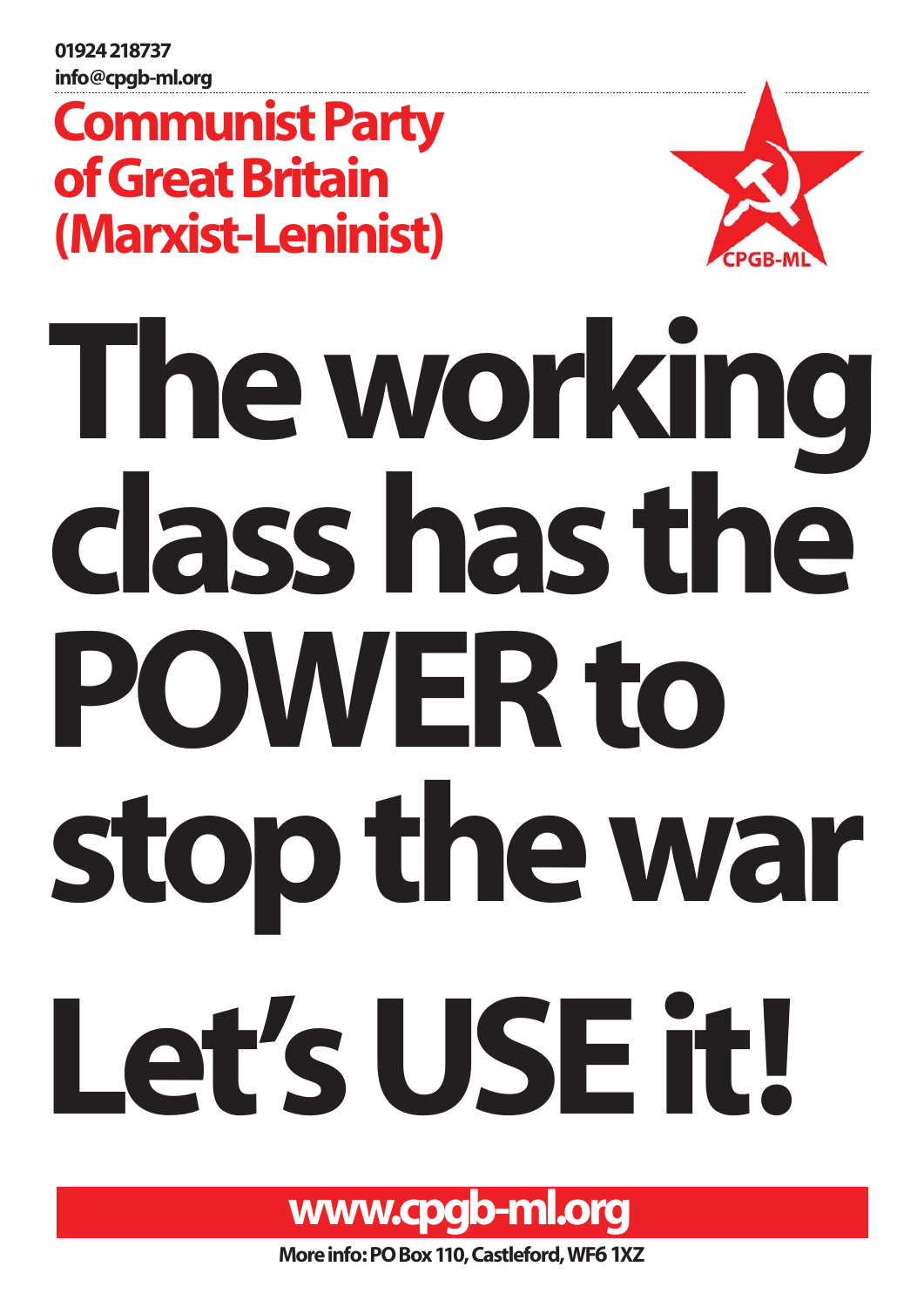01924 218737
info@cpgb-ml.org

## Communist Party of Great Britain (Marxist-Leninist)

CPGB-ML

# The working class has the POWER to stop the war

# Let's USE it!

**www.cpgb-ml.org**

**More info: PO Box 110, Castleford, WF6 1XZ**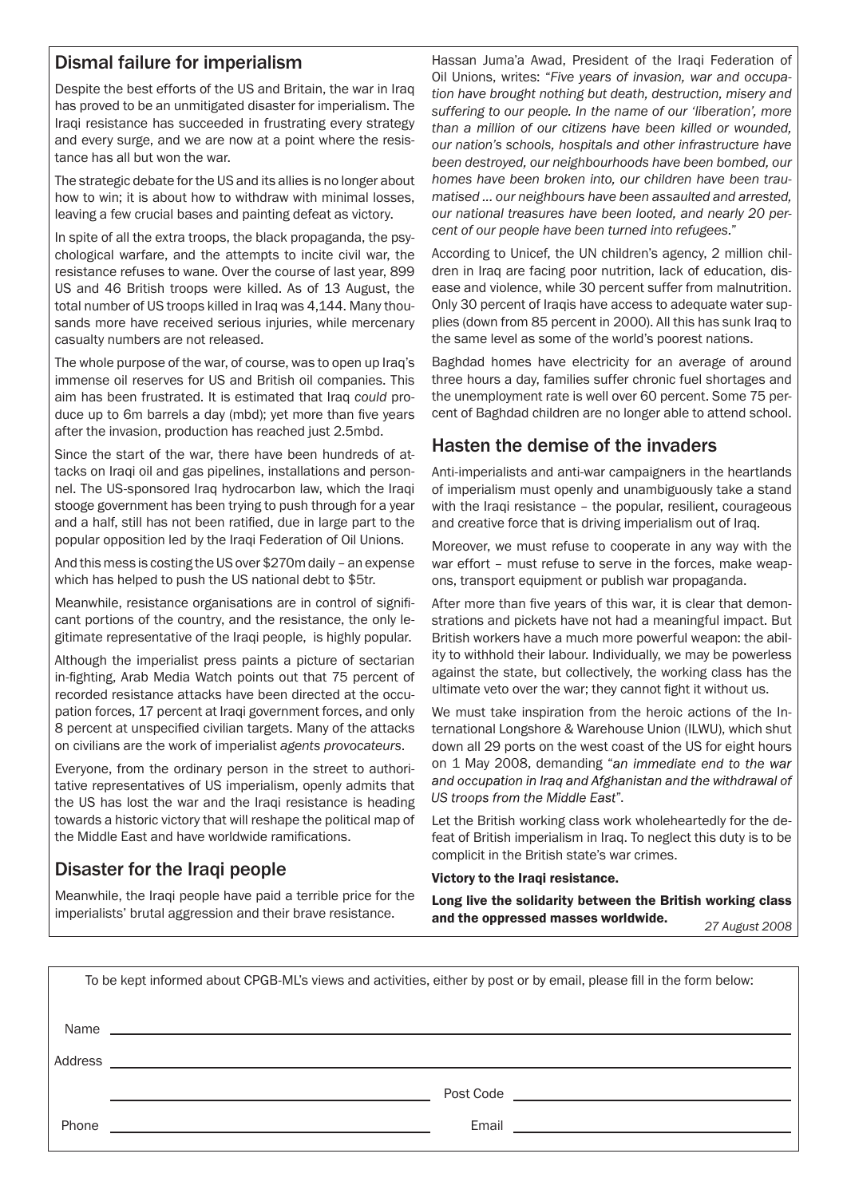## Dismal failure for imperialism

Despite the best efforts of the US and Britain, the war in Iraq has proved to be an unmitigated disaster for imperialism. The Iraqi resistance has succeeded in frustrating every strategy and every surge, and we are now at a point where the resistance has all but won the war.

The strategic debate for the US and its allies is no longer about how to win; it is about how to withdraw with minimal losses, leaving a few crucial bases and painting defeat as victory.

In spite of all the extra troops, the black propaganda, the psychological warfare, and the attempts to incite civil war, the resistance refuses to wane. Over the course of last year, 899 US and 46 British troops were killed. As of 13 August, the total number of US troops killed in Iraq was 4,144. Many thousands more have received serious injuries, while mercenary casualty numbers are not released.

The whole purpose of the war, of course, was to open up Iraq's immense oil reserves for US and British oil companies. This aim has been frustrated. It is estimated that Iraq *could* produce up to 6m barrels a day (mbd); yet more than five years after the invasion, production has reached just 2.5mbd.

Since the start of the war, there have been hundreds of attacks on Iraqi oil and gas pipelines, installations and personnel. The US-sponsored Iraq hydrocarbon law, which the Iraqi stooge government has been trying to push through for a year and a half, still has not been ratified, due in large part to the popular opposition led by the Iraqi Federation of Oil Unions.

And this mess is costing the US over $270m daily – an expense which has helped to push the US national debt to $5tr.

Meanwhile, resistance organisations are in control of significant portions of the country, and the resistance, the only legitimate representative of the Iraqi people, is highly popular.

Although the imperialist press paints a picture of sectarian in-fighting, Arab Media Watch points out that 75 percent of recorded resistance attacks have been directed at the occupation forces, 17 percent at Iraqi government forces, and only 8 percent at unspecified civilian targets. Many of the attacks on civilians are the work of imperialist *agents provocateurs*.

Everyone, from the ordinary person in the street to authoritative representatives of US imperialism, openly admits that the US has lost the war and the Iraqi resistance is heading towards a historic victory that will reshape the political map of the Middle East and have worldwide ramifications.

## Disaster for the Iraqi people

Meanwhile, the Iraqi people have paid a terrible price for the imperialists' brutal aggression and their brave resistance.

Hassan Juma'a Awad, President of the Iraqi Federation of Oil Unions, writes: *"Five years of invasion, war and occupation have brought nothing but death, destruction, misery and suffering to our people. In the name of our 'liberation', more than a million of our citizens have been killed or wounded, our nation's schools, hospitals and other infrastructure have been destroyed, our neighbourhoods have been bombed, our homes have been broken into, our children have been traumatised … our neighbours have been assaulted and arrested, our national treasures have been looted, and nearly 20 percent of our people have been turned into refugees."*

According to Unicef, the UN children's agency, 2 million children in Iraq are facing poor nutrition, lack of education, disease and violence, while 30 percent suffer from malnutrition. Only 30 percent of Iraqis have access to adequate water supplies (down from 85 percent in 2000). All this has sunk Iraq to the same level as some of the world's poorest nations.

Baghdad homes have electricity for an average of around three hours a day, families suffer chronic fuel shortages and the unemployment rate is well over 60 percent. Some 75 percent of Baghdad children are no longer able to attend school.

## Hasten the demise of the invaders

Anti-imperialists and anti-war campaigners in the heartlands of imperialism must openly and unambiguously take a stand with the Iraqi resistance – the popular, resilient, courageous and creative force that is driving imperialism out of Iraq.

Moreover, we must refuse to cooperate in any way with the war effort – must refuse to serve in the forces, make weapons, transport equipment or publish war propaganda.

After more than five years of this war, it is clear that demonstrations and pickets have not had a meaningful impact. But British workers have a much more powerful weapon: the ability to withhold their labour. Individually, we may be powerless against the state, but collectively, the working class has the ultimate veto over the war; they cannot fight it without us.

We must take inspiration from the heroic actions of the International Longshore & Warehouse Union (ILWU), which shut down all 29 ports on the west coast of the US for eight hours on 1 May 2008, demanding "*an immediate end to the war and occupation in Iraq and Afghanistan and the withdrawal of US troops from the Middle East*".

Let the British working class work wholeheartedly for the defeat of British imperialism in Iraq. To neglect this duty is to be complicit in the British state's war crimes.

**Victory to the Iraqi resistance.**

**Long live the solidarity between the British working class and the oppressed masses worldwide.**

*27 August 2008*

To be kept informed about CPGB-ML's views and activities, either by post or by email, please fill in the form below:

Name

Address

Post Code

Phone

Email